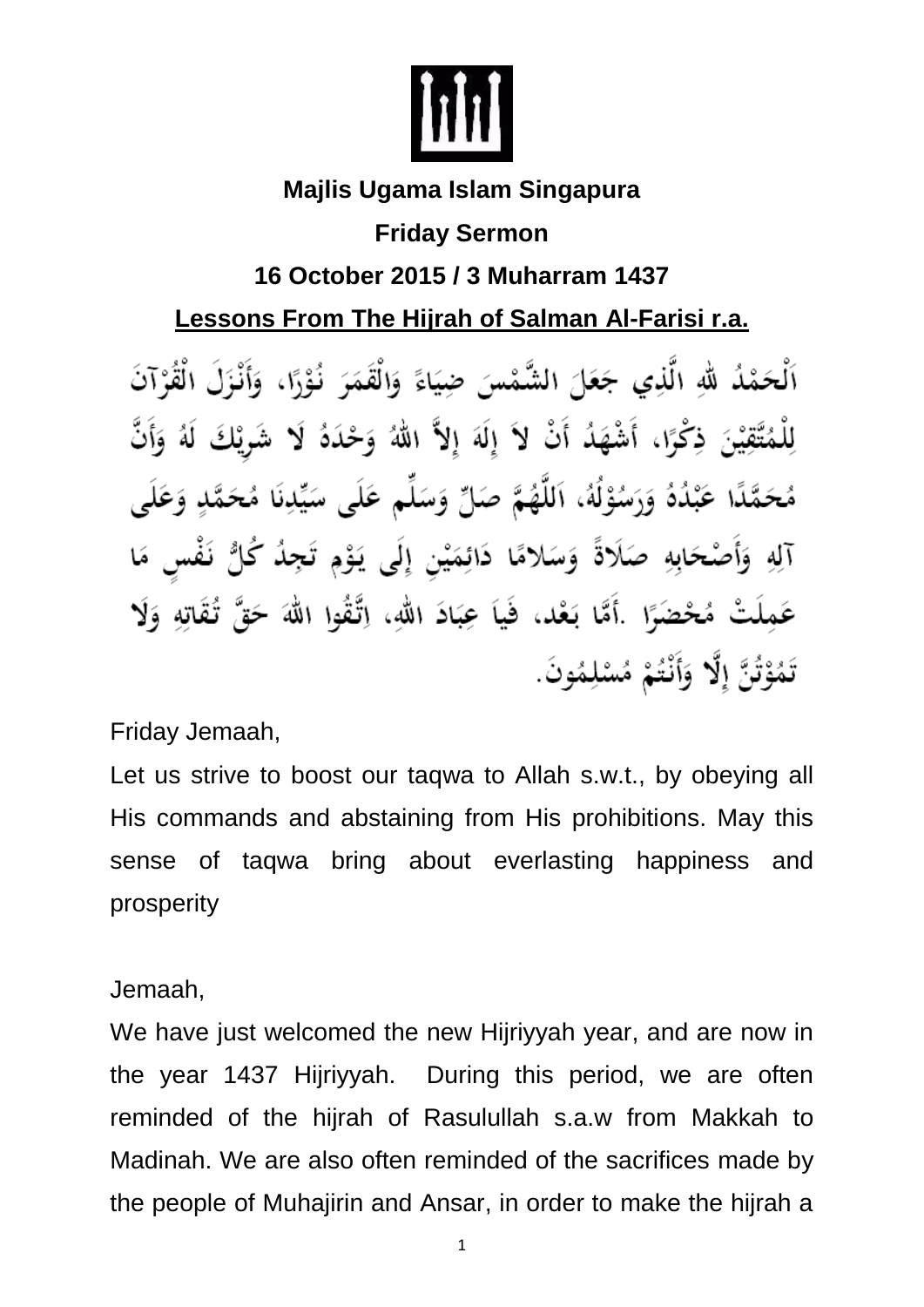**Majlis Ugama Islam Singapura**

**Friday Sermon**

**16 October 2015 / 3 Muharram 1437**

# Lessons From The Hijrah of Salman Al-Farisi r.a.

اَلْحَمْدُ للهِ الَّذِي جَعَلَ الشَّمْسَ ضِيَاءً وَالْقَمَرَ نُوْرًا، وَأَنْزَلَ الْقُرْآنَ لِلْمُتَّقِيْنَ ذِكْرًا، أَشْهَدُ أَنْ لاَ إِلَهَ إِلاَّ اللهُ وَحْدَهُ لَا شَرِيْكَ لَهُ وَأَنَّ مُحَمَّدًا عَبْدُهُ وَرَسُوْلُهُ، اَللَّهُمَّ صَلِّ وَسَلِّم عَلَى سَيِّدِنَا مُحَمَّدٍ وَعَلَى آلِهِ وَأَصْحَابِهِ صَلَاةً وَسَلامًا دَائِمَيْنِ إِلَى يَوْمِ تَجِدُ كُلُّ نَفْسٍ مَا عَمِلَتْ مُحْضَرًا .أَمَّا بَعْد، فَيَا عِبَادَ اللهِ، اِتَّقُوا اللهَ حَقَّ تُقَاتِهِ وَلَا تَمُوْتُنَّ إِلَّا وَأَنْتُمْ مُسْلِمُونَ.

Friday Jemaah,

Let us strive to boost our taqwa to Allah s.w.t., by obeying all His commands and abstaining from His prohibitions. May this sense of taqwa bring about everlasting happiness and prosperity

Jemaah,

We have just welcomed the new Hijriyyah year, and are now in the year 1437 Hijriyyah. During this period, we are often reminded of the hijrah of Rasulullah s.a.w from Makkah to Madinah. We are also often reminded of the sacrifices made by the people of Muhajirin and Ansar, in order to make the hijrah a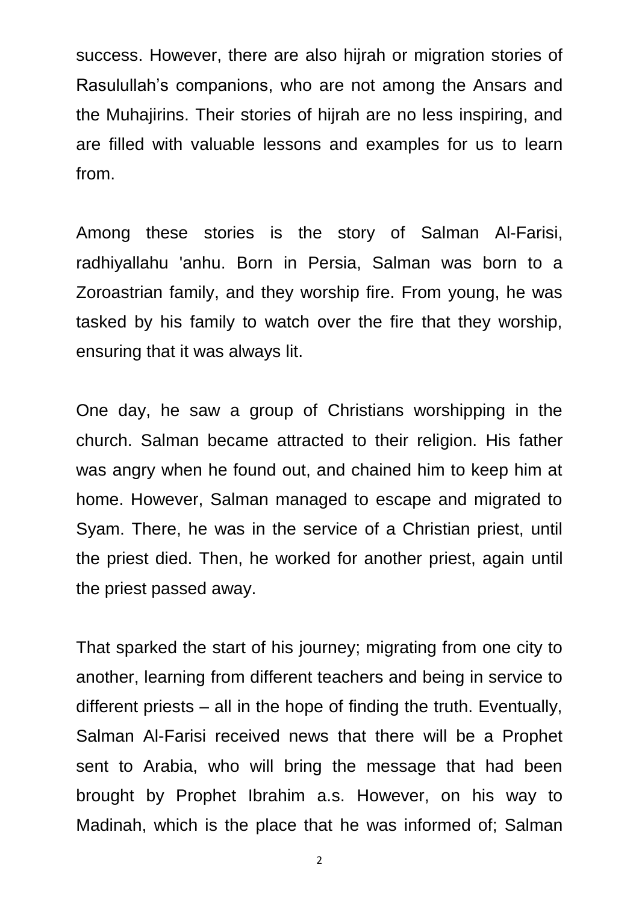success. However, there are also hijrah or migration stories of Rasulullah's companions, who are not among the Ansars and the Muhajirins. Their stories of hijrah are no less inspiring, and are filled with valuable lessons and examples for us to learn from.

Among these stories is the story of Salman Al-Farisi, radhiyallahu 'anhu. Born in Persia, Salman was born to a Zoroastrian family, and they worship fire. From young, he was tasked by his family to watch over the fire that they worship, ensuring that it was always lit.

One day, he saw a group of Christians worshipping in the church. Salman became attracted to their religion. His father was angry when he found out, and chained him to keep him at home. However, Salman managed to escape and migrated to Syam. There, he was in the service of a Christian priest, until the priest died. Then, he worked for another priest, again until the priest passed away.

That sparked the start of his journey; migrating from one city to another, learning from different teachers and being in service to different priests – all in the hope of finding the truth. Eventually, Salman Al-Farisi received news that there will be a Prophet sent to Arabia, who will bring the message that had been brought by Prophet Ibrahim a.s. However, on his way to Madinah, which is the place that he was informed of; Salman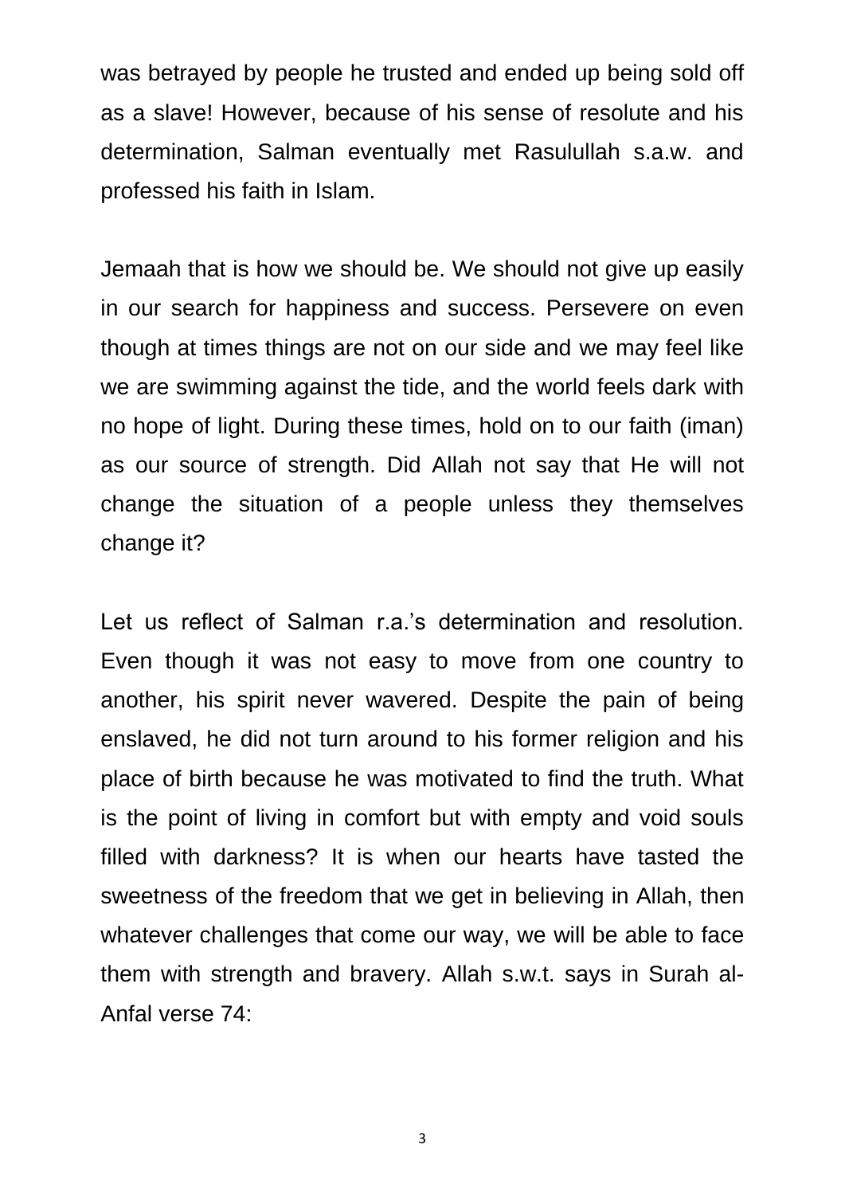was betrayed by people he trusted and ended up being sold off as a slave! However, because of his sense of resolute and his determination, Salman eventually met Rasulullah s.a.w. and professed his faith in Islam.

Jemaah that is how we should be. We should not give up easily in our search for happiness and success. Persevere on even though at times things are not on our side and we may feel like we are swimming against the tide, and the world feels dark with no hope of light. During these times, hold on to our faith (iman) as our source of strength. Did Allah not say that He will not change the situation of a people unless they themselves change it?

Let us reflect of Salman r.a.'s determination and resolution. Even though it was not easy to move from one country to another, his spirit never wavered. Despite the pain of being enslaved, he did not turn around to his former religion and his place of birth because he was motivated to find the truth. What is the point of living in comfort but with empty and void souls filled with darkness? It is when our hearts have tasted the sweetness of the freedom that we get in believing in Allah, then whatever challenges that come our way, we will be able to face them with strength and bravery. Allah s.w.t. says in Surah al-Anfal verse 74: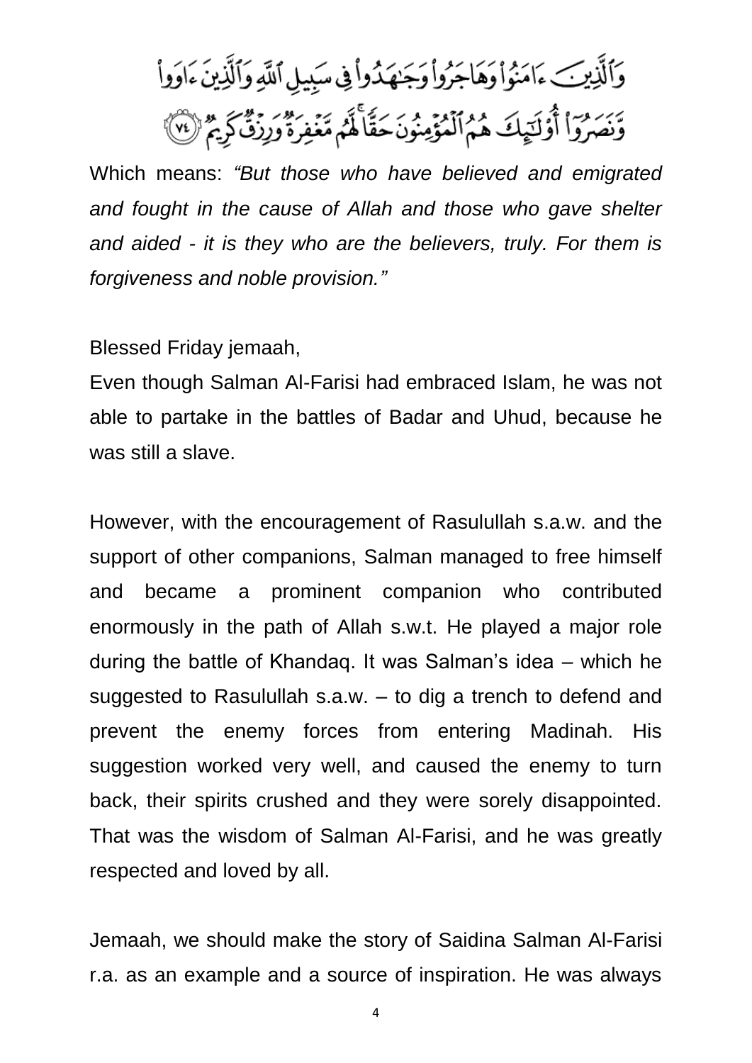وَٱلَّذِينَ ءَامَنُواْ وَهَاجَرُواْ وَجَٰهَدُواْ فِي سَبِيلِ ٱللَّهِ وَٱلَّذِينَ ءَاوَواْ وَّنَصَرُوٓاْ أُوْلَٰٓئِكَ هُمُ ٱلْمُؤْمِنُونَ حَقًّاۚ لَّهُم مَّغْفِرَةٌ وَرِزْقٌ كَرِيمٌ ﴿٧٤﴾

Which means: *"But those who have believed and emigrated and fought in the cause of Allah and those who gave shelter and aided - it is they who are the believers, truly. For them is forgiveness and noble provision."*

Blessed Friday jemaah,

Even though Salman Al-Farisi had embraced Islam, he was not able to partake in the battles of Badar and Uhud, because he was still a slave.

However, with the encouragement of Rasulullah s.a.w. and the support of other companions, Salman managed to free himself and became a prominent companion who contributed enormously in the path of Allah s.w.t. He played a major role during the battle of Khandaq. It was Salman's idea – which he suggested to Rasulullah s.a.w. – to dig a trench to defend and prevent the enemy forces from entering Madinah. His suggestion worked very well, and caused the enemy to turn back, their spirits crushed and they were sorely disappointed. That was the wisdom of Salman Al-Farisi, and he was greatly respected and loved by all.

Jemaah, we should make the story of Saidina Salman Al-Farisi r.a. as an example and a source of inspiration. He was always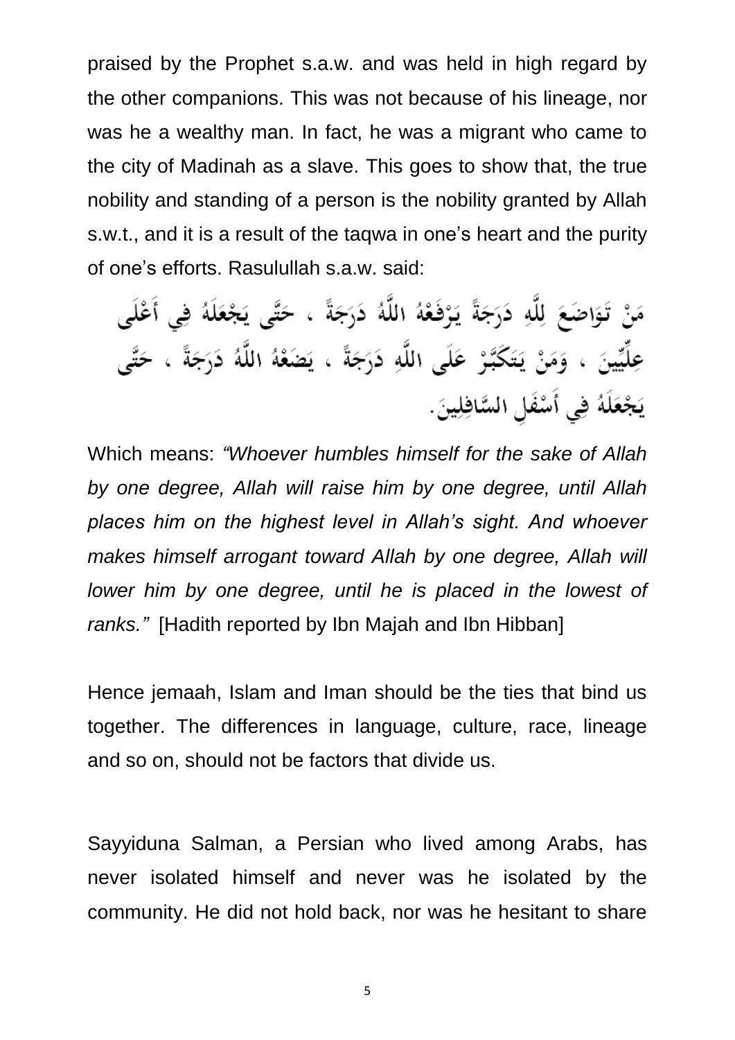praised by the Prophet s.a.w. and was held in high regard by the other companions. This was not because of his lineage, nor was he a wealthy man. In fact, he was a migrant who came to the city of Madinah as a slave. This goes to show that, the true nobility and standing of a person is the nobility granted by Allah s.w.t., and it is a result of the taqwa in one's heart and the purity of one's efforts. Rasulullah s.a.w. said:

مَنْ تَوَاضَعَ لِلَّهِ دَرَجَةً يَرْفَعْهُ اللَّهُ دَرَجَةً ، حَتَّى يَجْعَلَهُ فِي أَعْلَى عِلِّيِّينَ ، وَمَنْ يَتَكَبَّرْ عَلَى اللَّهِ دَرَجَةً ، يَضَعْهُ اللَّهُ دَرَجَةً ، حَتَّى يَجْعَلَهُ فِي أَسْفَلِ السَّافِلِينَ.

Which means: *"Whoever humbles himself for the sake of Allah by one degree, Allah will raise him by one degree, until Allah places him on the highest level in Allah's sight. And whoever makes himself arrogant toward Allah by one degree, Allah will lower him by one degree, until he is placed in the lowest of ranks."* [Hadith reported by Ibn Majah and Ibn Hibban]

Hence jemaah, Islam and Iman should be the ties that bind us together. The differences in language, culture, race, lineage and so on, should not be factors that divide us.

Sayyiduna Salman, a Persian who lived among Arabs, has never isolated himself and never was he isolated by the community. He did not hold back, nor was he hesitant to share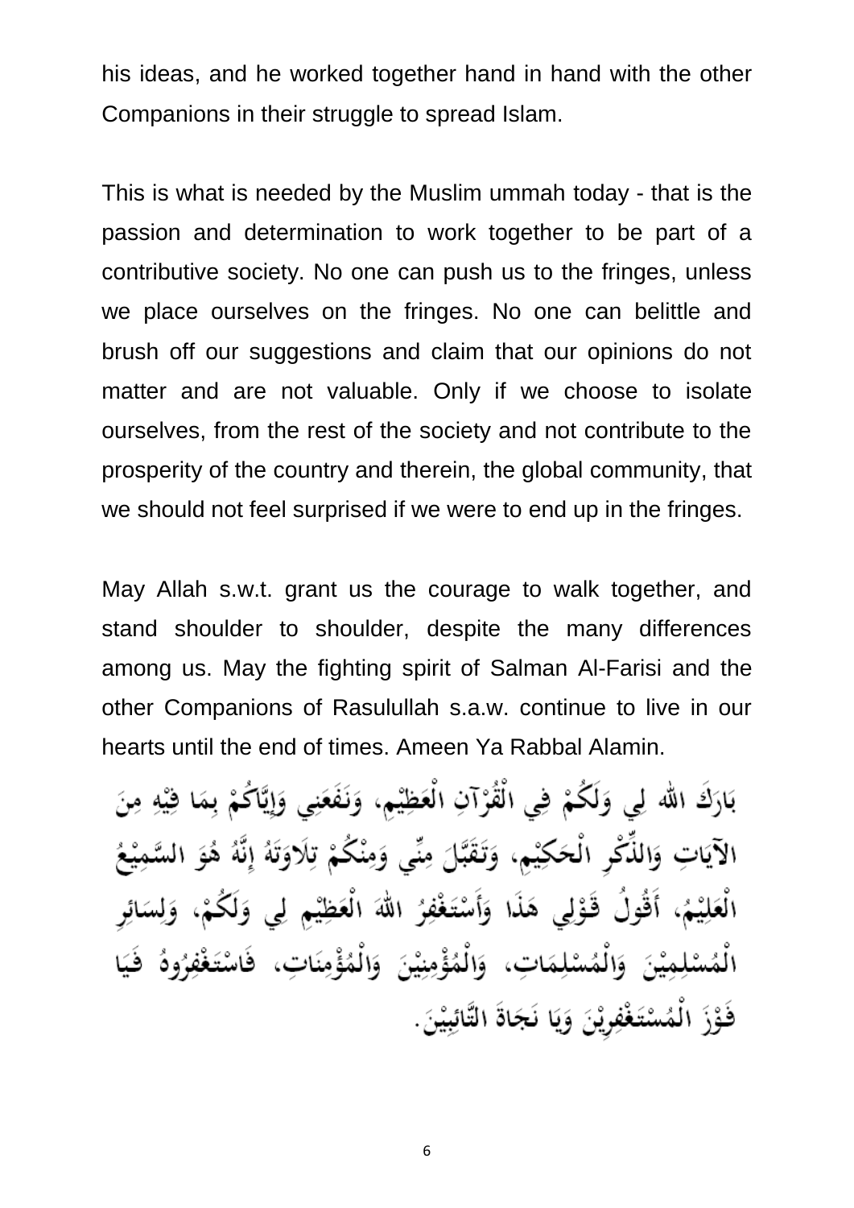his ideas, and he worked together hand in hand with the other Companions in their struggle to spread Islam.

This is what is needed by the Muslim ummah today - that is the passion and determination to work together to be part of a contributive society. No one can push us to the fringes, unless we place ourselves on the fringes. No one can belittle and brush off our suggestions and claim that our opinions do not matter and are not valuable. Only if we choose to isolate ourselves, from the rest of the society and not contribute to the prosperity of the country and therein, the global community, that we should not feel surprised if we were to end up in the fringes.

May Allah s.w.t. grant us the courage to walk together, and stand shoulder to shoulder, despite the many differences among us. May the fighting spirit of Salman Al-Farisi and the other Companions of Rasulullah s.a.w. continue to live in our hearts until the end of times. Ameen Ya Rabbal Alamin.

بَارَكَ اللهُ لِي وَلَكُمْ فِي الْقُرْآنِ الْعَظِيْمِ، وَنَفَعَنِي وَإِيَّاكُمْ بِمَا فِيْهِ مِنَ الآيَاتِ وَالذِّكْرِ الْحَكِيْمِ، وَتَقَبَّلَ مِنِّي وَمِنْكُمْ تِلَاوَتَهُ إِنَّهُ هُوَ السَّمِيْعُ الْعَلِيْمُ، أَقُولُ قَوْلِي هَذَا وَأَسْتَغْفِرُ اللهَ الْعَظِيْمَ لِي وَلَكُمْ، وَلِسَائِرِ الْمُسْلِمِيْنَ وَالْمُسْلِمَاتِ، وَالْمُؤْمِنِيْنَ وَالْمُؤْمِنَاتِ، فَاسْتَغْفِرُوهُ فَيَا فَوْزَ الْمُسْتَغْفِرِيْنَ وَيَا نَجَاةَ التَّائِبِيْنَ.